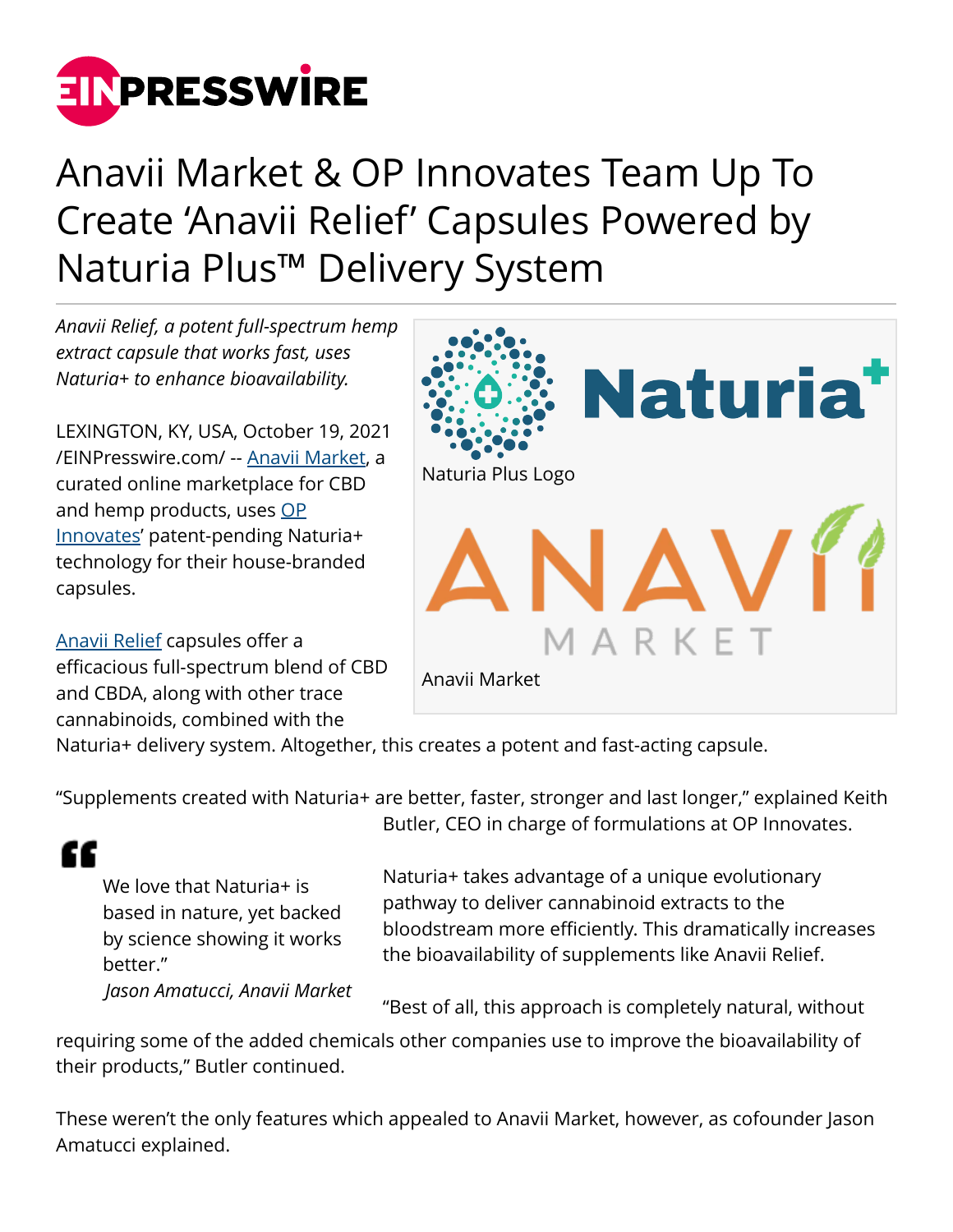# Anavii Market & OP Innovates Team Up To Create 'Anavii Relief' Capsules Powered by Naturia Plus™ Delivery System

*Anavii Relief, a potent full-spectrum hemp extract capsule that works fast, uses Naturia+ to enhance bioavailability.*

Naturia Plus Logo

Anavii Market

LEXINGTON, KY, USA, October 19, 2021 /EINPresswire.com/ -- Anavii Market, a curated online marketplace for CBD and hemp products, uses OP Innovates' patent-pending Naturia+ technology for their house-branded capsules.

Anavii Relief capsules offer a efficacious full-spectrum blend of CBD and CBDA, along with other trace cannabinoids, combined with the Naturia+ delivery system. Altogether, this creates a potent and fast-acting capsule.

"Supplements created with Naturia+ are better, faster, stronger and last longer," explained Keith Butler, CEO in charge of formulations at OP Innovates.

> We love that Naturia+ is based in nature, yet backed by science showing it works better."
>
> *Jason Amatucci, Anavii Market*

Naturia+ takes advantage of a unique evolutionary pathway to deliver cannabinoid extracts to the bloodstream more efficiently. This dramatically increases the bioavailability of supplements like Anavii Relief.

"Best of all, this approach is completely natural, without requiring some of the added chemicals other companies use to improve the bioavailability of their products," Butler continued.

These weren't the only features which appealed to Anavii Market, however, as cofounder Jason Amatucci explained.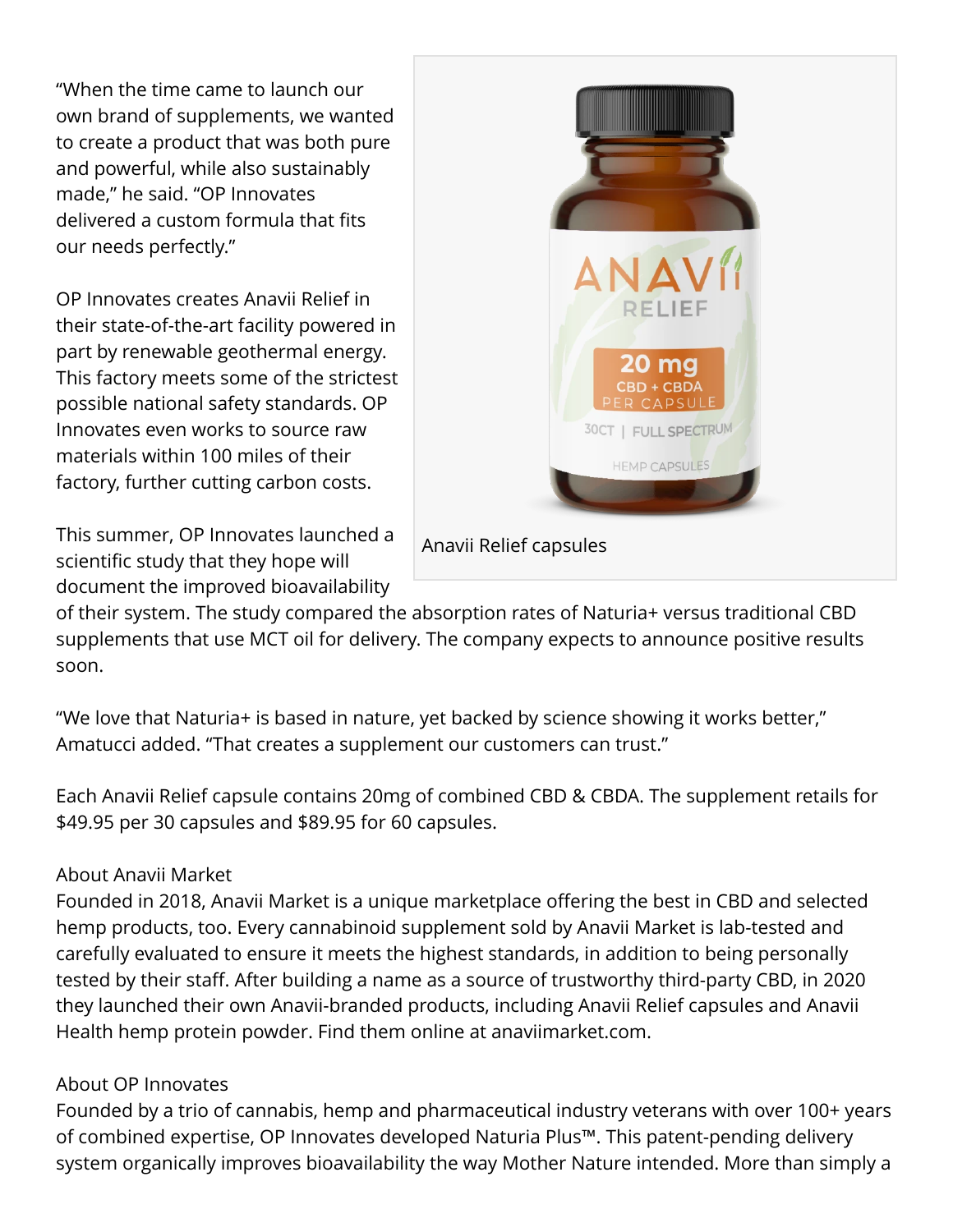"When the time came to launch our own brand of supplements, we wanted to create a product that was both pure and powerful, while also sustainably made," he said. "OP Innovates delivered a custom formula that fits our needs perfectly."

OP Innovates creates Anavii Relief in their state-of-the-art facility powered in part by renewable geothermal energy. This factory meets some of the strictest possible national safety standards. OP Innovates even works to source raw materials within 100 miles of their factory, further cutting carbon costs.

Anavii Relief capsules

This summer, OP Innovates launched a scientific study that they hope will document the improved bioavailability of their system. The study compared the absorption rates of Naturia+ versus traditional CBD supplements that use MCT oil for delivery. The company expects to announce positive results soon.

"We love that Naturia+ is based in nature, yet backed by science showing it works better," Amatucci added. "That creates a supplement our customers can trust."

Each Anavii Relief capsule contains 20mg of combined CBD & CBDA. The supplement retails for $49.95 per 30 capsules and $89.95 for 60 capsules.

About Anavii Market
Founded in 2018, Anavii Market is a unique marketplace offering the best in CBD and selected hemp products, too. Every cannabinoid supplement sold by Anavii Market is lab-tested and carefully evaluated to ensure it meets the highest standards, in addition to being personally tested by their staff. After building a name as a source of trustworthy third-party CBD, in 2020 they launched their own Anavii-branded products, including Anavii Relief capsules and Anavii Health hemp protein powder. Find them online at anaviimarket.com.

About OP Innovates
Founded by a trio of cannabis, hemp and pharmaceutical industry veterans with over 100+ years of combined expertise, OP Innovates developed Naturia Plus™. This patent-pending delivery system organically improves bioavailability the way Mother Nature intended. More than simply a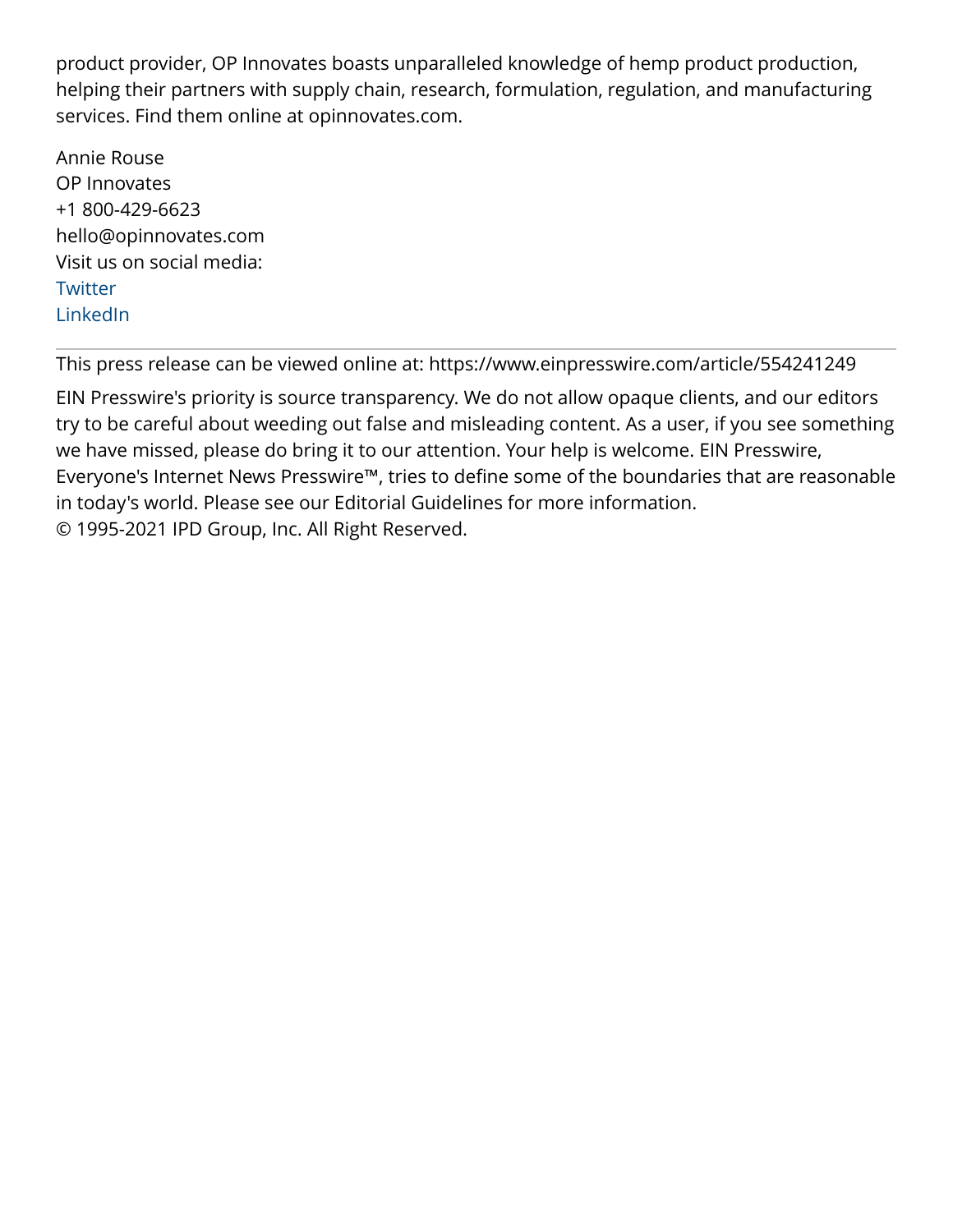product provider, OP Innovates boasts unparalleled knowledge of hemp product production, helping their partners with supply chain, research, formulation, regulation, and manufacturing services. Find them online at opinnovates.com.

Annie Rouse
OP Innovates
+1 800-429-6623
hello@opinnovates.com
Visit us on social media:
Twitter
LinkedIn

---

This press release can be viewed online at: https://www.einpresswire.com/article/554241249

EIN Presswire's priority is source transparency. We do not allow opaque clients, and our editors try to be careful about weeding out false and misleading content. As a user, if you see something we have missed, please do bring it to our attention. Your help is welcome. EIN Presswire, Everyone's Internet News Presswire™, tries to define some of the boundaries that are reasonable in today's world. Please see our Editorial Guidelines for more information.
© 1995-2021 IPD Group, Inc. All Right Reserved.